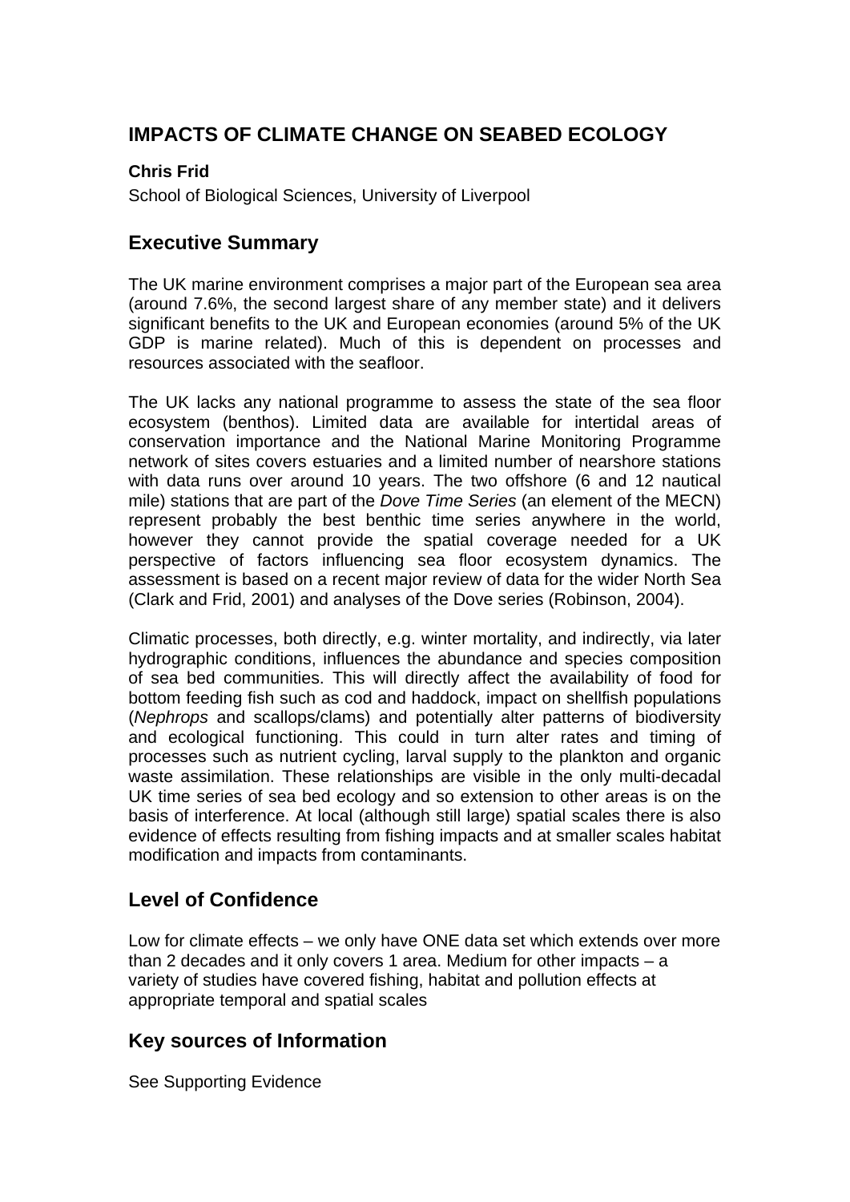# IMPACTS OF CLIMATE CHANGE ON SEABED ECOLOGY

**Chris Frid**

School of Biological Sciences, University of Liverpool

## Executive Summary

The UK marine environment comprises a major part of the European sea area (around 7.6%, the second largest share of any member state) and it delivers significant benefits to the UK and European economies (around 5% of the UK GDP is marine related). Much of this is dependent on processes and resources associated with the seafloor.

The UK lacks any national programme to assess the state of the sea floor ecosystem (benthos). Limited data are available for intertidal areas of conservation importance and the National Marine Monitoring Programme network of sites covers estuaries and a limited number of nearshore stations with data runs over around 10 years. The two offshore (6 and 12 nautical mile) stations that are part of the *Dove Time Series* (an element of the MECN) represent probably the best benthic time series anywhere in the world, however they cannot provide the spatial coverage needed for a UK perspective of factors influencing sea floor ecosystem dynamics. The assessment is based on a recent major review of data for the wider North Sea (Clark and Frid, 2001) and analyses of the Dove series (Robinson, 2004).

Climatic processes, both directly, e.g. winter mortality, and indirectly, via later hydrographic conditions, influences the abundance and species composition of sea bed communities. This will directly affect the availability of food for bottom feeding fish such as cod and haddock, impact on shellfish populations (*Nephrops* and scallops/clams) and potentially alter patterns of biodiversity and ecological functioning. This could in turn alter rates and timing of processes such as nutrient cycling, larval supply to the plankton and organic waste assimilation. These relationships are visible in the only multi-decadal UK time series of sea bed ecology and so extension to other areas is on the basis of interference. At local (although still large) spatial scales there is also evidence of effects resulting from fishing impacts and at smaller scales habitat modification and impacts from contaminants.

## Level of Confidence

Low for climate effects – we only have ONE data set which extends over more than 2 decades and it only covers 1 area. Medium for other impacts – a variety of studies have covered fishing, habitat and pollution effects at appropriate temporal and spatial scales

## Key sources of Information

See Supporting Evidence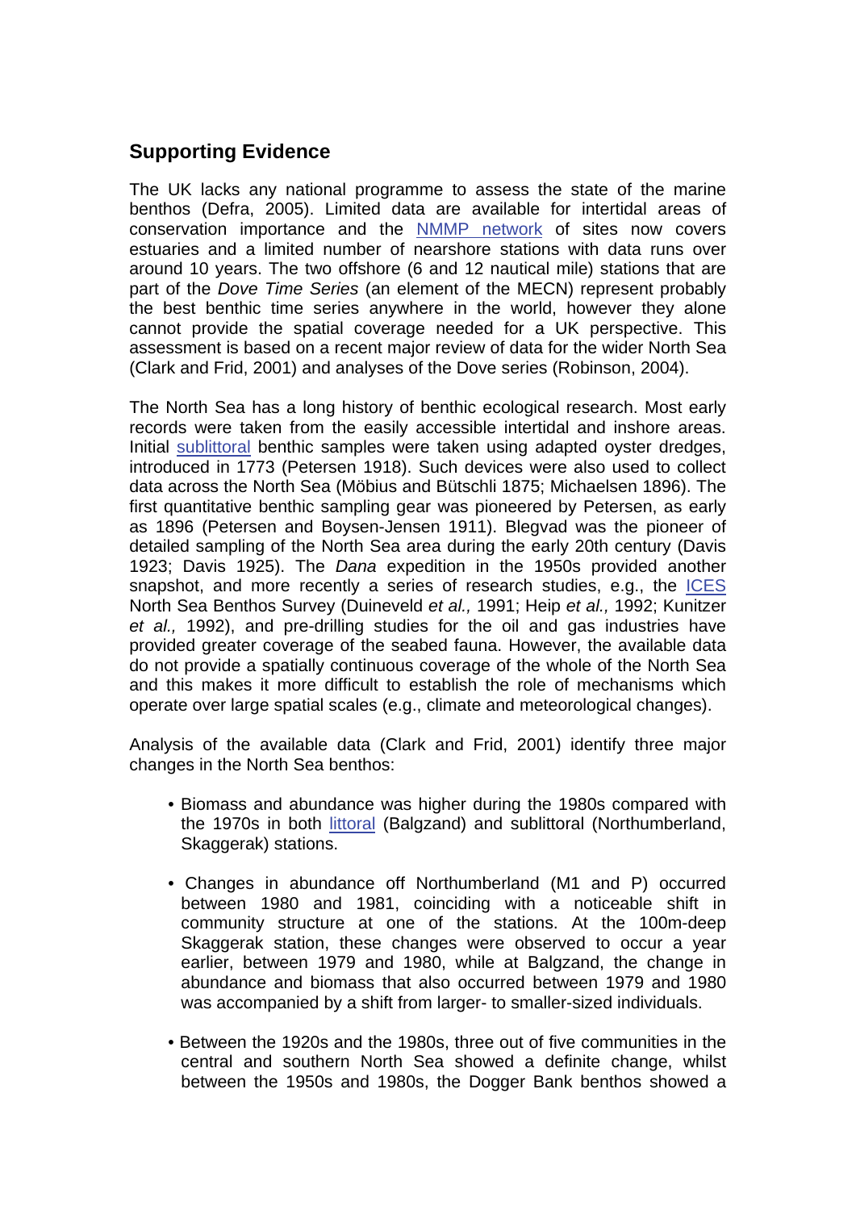## Supporting Evidence

The UK lacks any national programme to assess the state of the marine benthos (Defra, 2005). Limited data are available for intertidal areas of conservation importance and the NMMP network of sites now covers estuaries and a limited number of nearshore stations with data runs over around 10 years. The two offshore (6 and 12 nautical mile) stations that are part of the *Dove Time Series* (an element of the MECN) represent probably the best benthic time series anywhere in the world, however they alone cannot provide the spatial coverage needed for a UK perspective. This assessment is based on a recent major review of data for the wider North Sea (Clark and Frid, 2001) and analyses of the Dove series (Robinson, 2004).

The North Sea has a long history of benthic ecological research. Most early records were taken from the easily accessible intertidal and inshore areas. Initial sublittoral benthic samples were taken using adapted oyster dredges, introduced in 1773 (Petersen 1918). Such devices were also used to collect data across the North Sea (Möbius and Bütschli 1875; Michaelsen 1896). The first quantitative benthic sampling gear was pioneered by Petersen, as early as 1896 (Petersen and Boysen-Jensen 1911). Blegvad was the pioneer of detailed sampling of the North Sea area during the early 20th century (Davis 1923; Davis 1925). The *Dana* expedition in the 1950s provided another snapshot, and more recently a series of research studies, e.g., the ICES North Sea Benthos Survey (Duineveld *et al.,* 1991; Heip *et al.,* 1992; Kunitzer *et al.,* 1992), and pre-drilling studies for the oil and gas industries have provided greater coverage of the seabed fauna. However, the available data do not provide a spatially continuous coverage of the whole of the North Sea and this makes it more difficult to establish the role of mechanisms which operate over large spatial scales (e.g., climate and meteorological changes).

Analysis of the available data (Clark and Frid, 2001) identify three major changes in the North Sea benthos:

- Biomass and abundance was higher during the 1980s compared with the 1970s in both littoral (Balgzand) and sublittoral (Northumberland, Skaggerak) stations.
- Changes in abundance off Northumberland (M1 and P) occurred between 1980 and 1981, coinciding with a noticeable shift in community structure at one of the stations. At the 100m-deep Skaggerak station, these changes were observed to occur a year earlier, between 1979 and 1980, while at Balgzand, the change in abundance and biomass that also occurred between 1979 and 1980 was accompanied by a shift from larger- to smaller-sized individuals.
- Between the 1920s and the 1980s, three out of five communities in the central and southern North Sea showed a definite change, whilst between the 1950s and 1980s, the Dogger Bank benthos showed a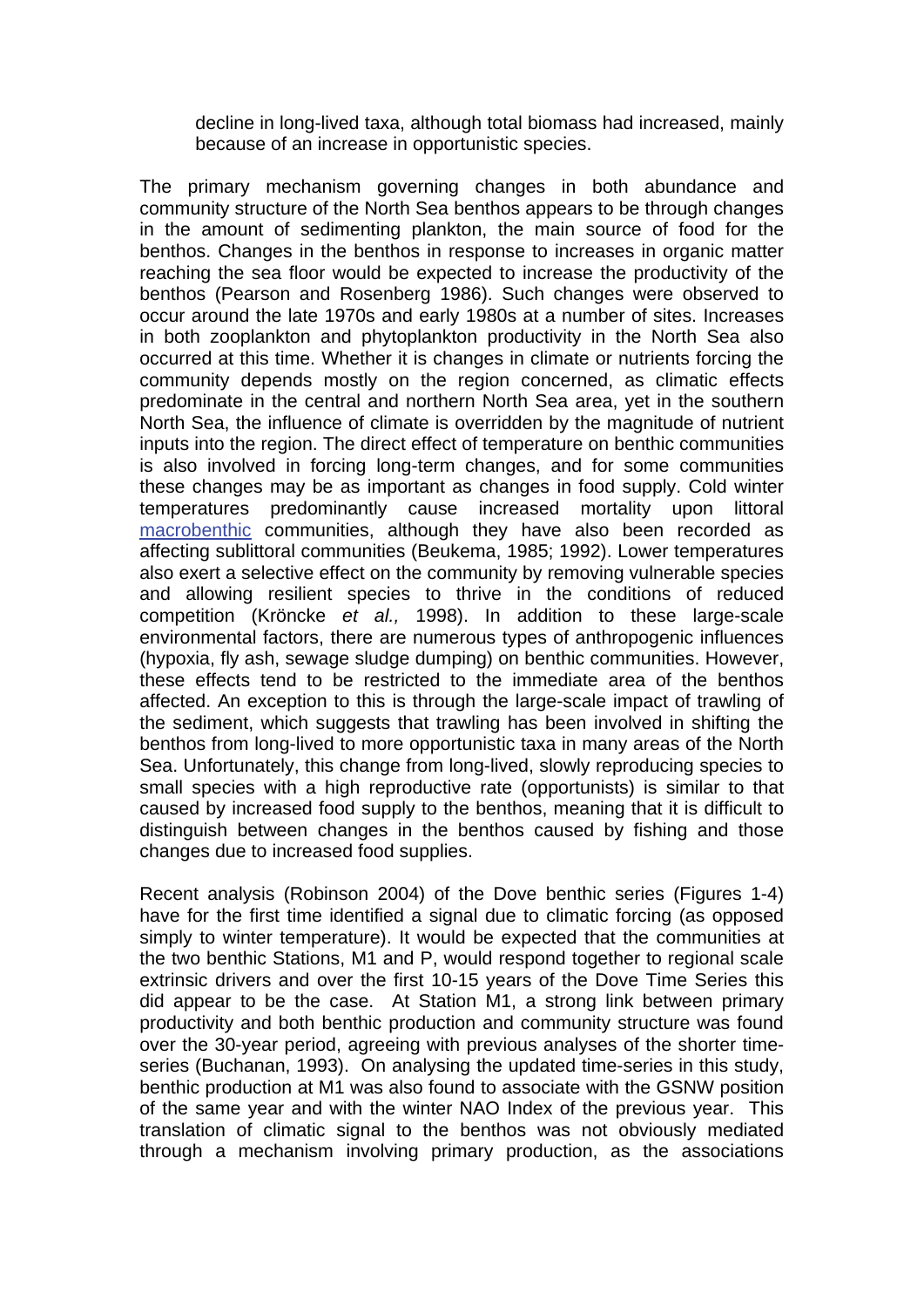decline in long-lived taxa, although total biomass had increased, mainly because of an increase in opportunistic species.

The primary mechanism governing changes in both abundance and community structure of the North Sea benthos appears to be through changes in the amount of sedimenting plankton, the main source of food for the benthos. Changes in the benthos in response to increases in organic matter reaching the sea floor would be expected to increase the productivity of the benthos (Pearson and Rosenberg 1986). Such changes were observed to occur around the late 1970s and early 1980s at a number of sites. Increases in both zooplankton and phytoplankton productivity in the North Sea also occurred at this time. Whether it is changes in climate or nutrients forcing the community depends mostly on the region concerned, as climatic effects predominate in the central and northern North Sea area, yet in the southern North Sea, the influence of climate is overridden by the magnitude of nutrient inputs into the region. The direct effect of temperature on benthic communities is also involved in forcing long-term changes, and for some communities these changes may be as important as changes in food supply. Cold winter temperatures predominantly cause increased mortality upon littoral macrobenthic communities, although they have also been recorded as affecting sublittoral communities (Beukema, 1985; 1992). Lower temperatures also exert a selective effect on the community by removing vulnerable species and allowing resilient species to thrive in the conditions of reduced competition (Kröncke *et al.,* 1998). In addition to these large-scale environmental factors, there are numerous types of anthropogenic influences (hypoxia, fly ash, sewage sludge dumping) on benthic communities. However, these effects tend to be restricted to the immediate area of the benthos affected. An exception to this is through the large-scale impact of trawling of the sediment, which suggests that trawling has been involved in shifting the benthos from long-lived to more opportunistic taxa in many areas of the North Sea. Unfortunately, this change from long-lived, slowly reproducing species to small species with a high reproductive rate (opportunists) is similar to that caused by increased food supply to the benthos, meaning that it is difficult to distinguish between changes in the benthos caused by fishing and those changes due to increased food supplies.

Recent analysis (Robinson 2004) of the Dove benthic series (Figures 1-4) have for the first time identified a signal due to climatic forcing (as opposed simply to winter temperature). It would be expected that the communities at the two benthic Stations, M1 and P, would respond together to regional scale extrinsic drivers and over the first 10-15 years of the Dove Time Series this did appear to be the case. At Station M1, a strong link between primary productivity and both benthic production and community structure was found over the 30-year period, agreeing with previous analyses of the shorter time-series (Buchanan, 1993). On analysing the updated time-series in this study, benthic production at M1 was also found to associate with the GSNW position of the same year and with the winter NAO Index of the previous year. This translation of climatic signal to the benthos was not obviously mediated through a mechanism involving primary production, as the associations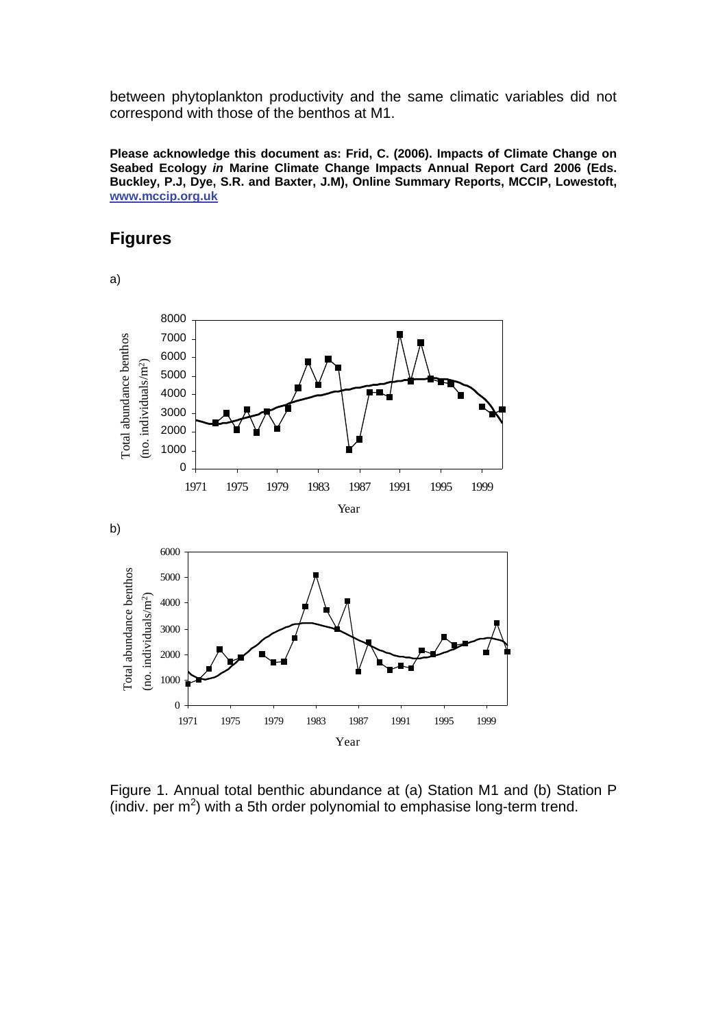between phytoplankton productivity and the same climatic variables did not correspond with those of the benthos at M1.

**Please acknowledge this document as: Frid, C. (2006). Impacts of Climate Change on Seabed Ecology *in* Marine Climate Change Impacts Annual Report Card 2006 (Eds. Buckley, P.J, Dye, S.R. and Baxter, J.M), Online Summary Reports, MCCIP, Lowestoft, www.mccip.org.uk**

## Figures

a)

b)

Figure 1. Annual total benthic abundance at (a) Station M1 and (b) Station P (indiv. per $m^2$) with a 5th order polynomial to emphasise long-term trend.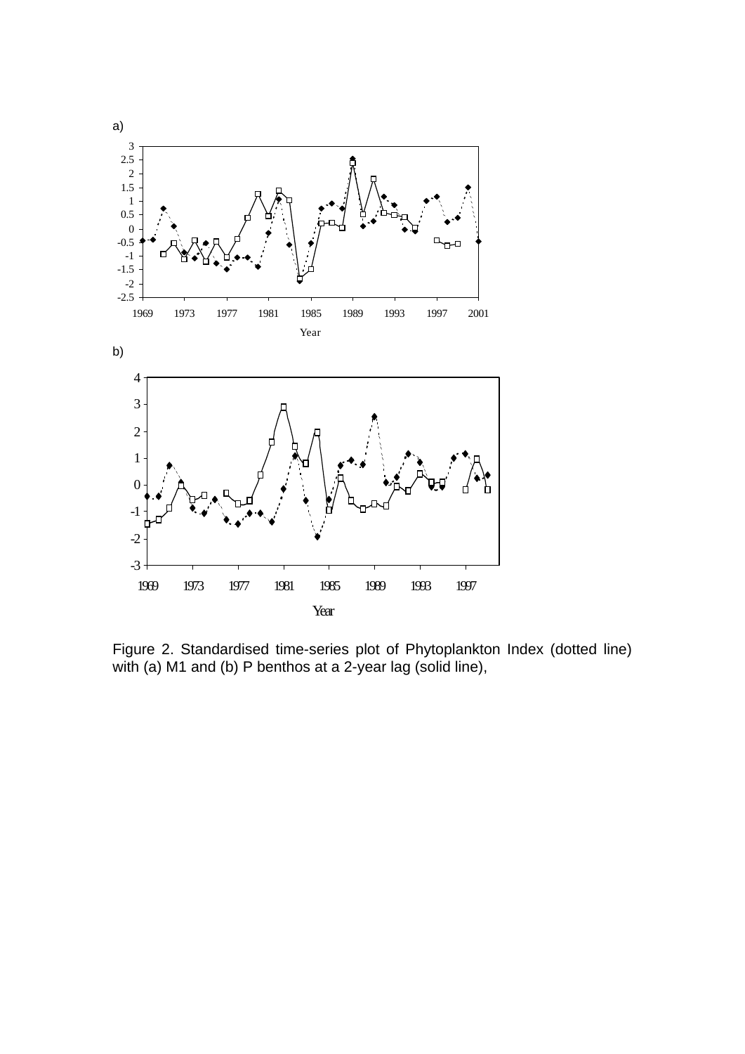a)

b)

Figure 2. Standardised time-series plot of Phytoplankton Index (dotted line) with (a) M1 and (b) P benthos at a 2-year lag (solid line),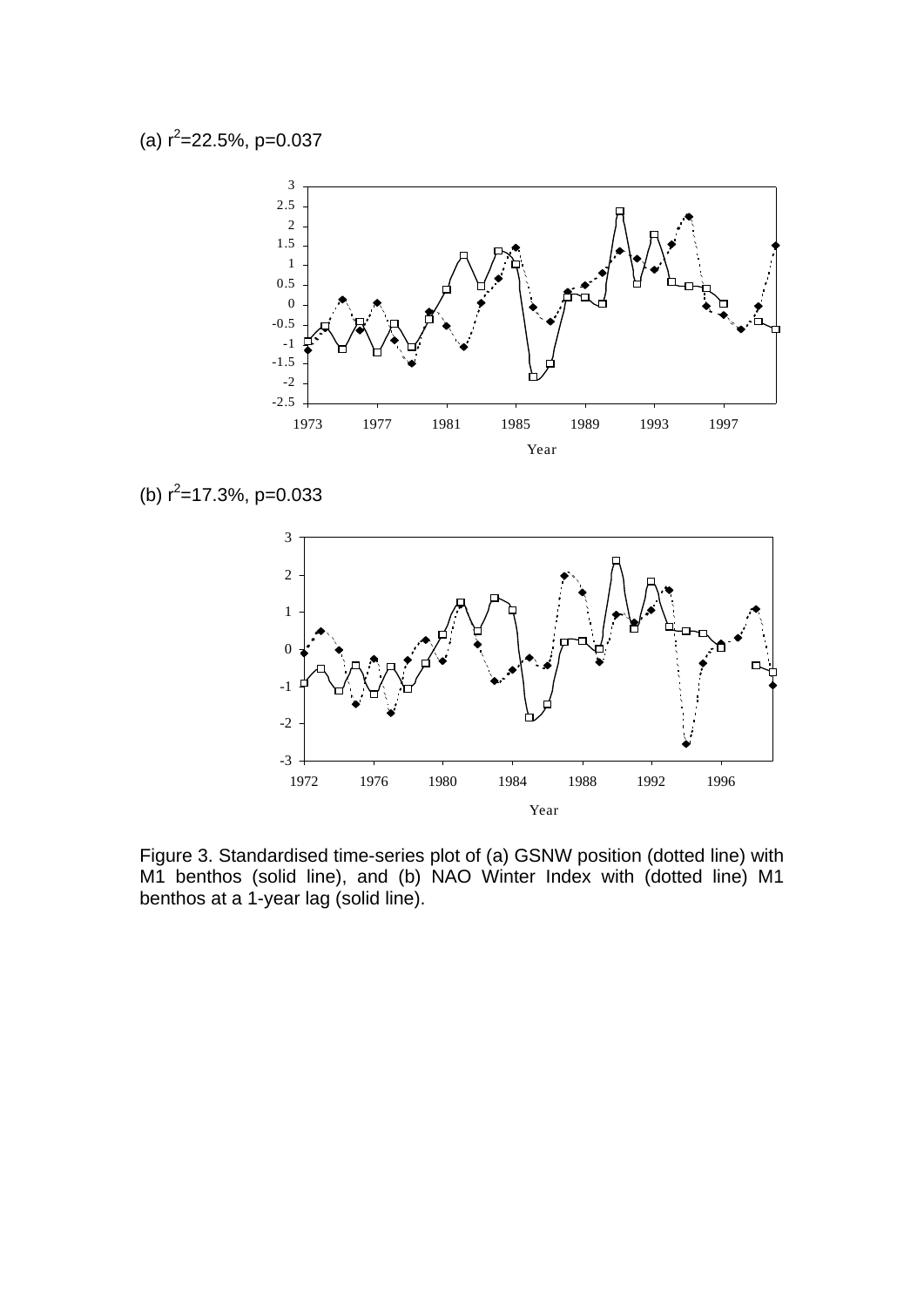(a) $r^2$=22.5%, p=0.037

(b) $r^2$=17.3%, p=0.033

Figure 3. Standardised time-series plot of (a) GSNW position (dotted line) with M1 benthos (solid line), and (b) NAO Winter Index with (dotted line) M1 benthos at a 1-year lag (solid line).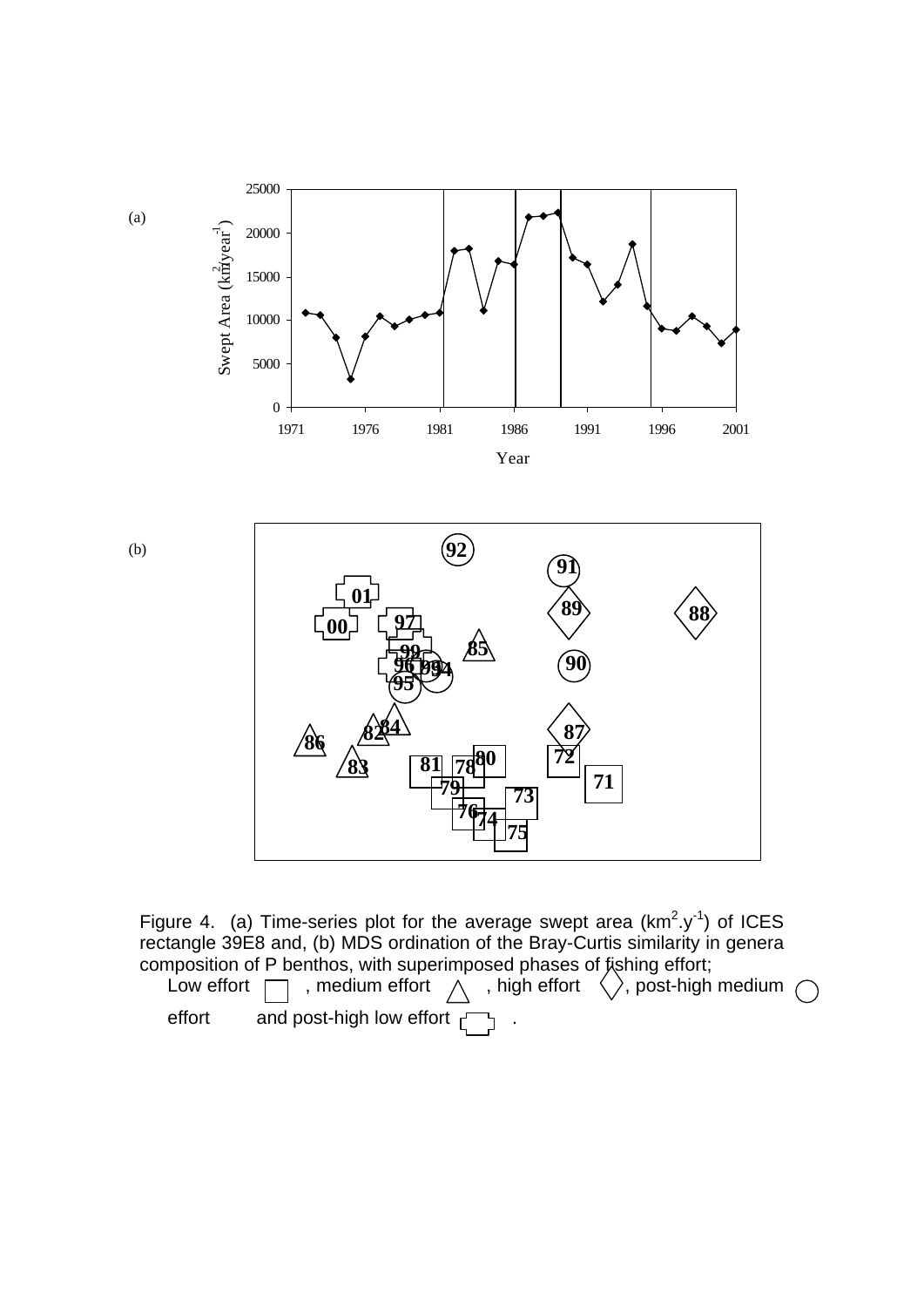Figure 4. (a) Time-series plot for the average swept area ($km^2.y^{-1}$) of ICES rectangle 39E8 and, (b) MDS ordination of the Bray-Curtis similarity in genera composition of P benthos, with superimposed phases of fishing effort; Low effort □, medium effort △, high effort ◇, post-high medium effort ○ and post-high low effort ⌑.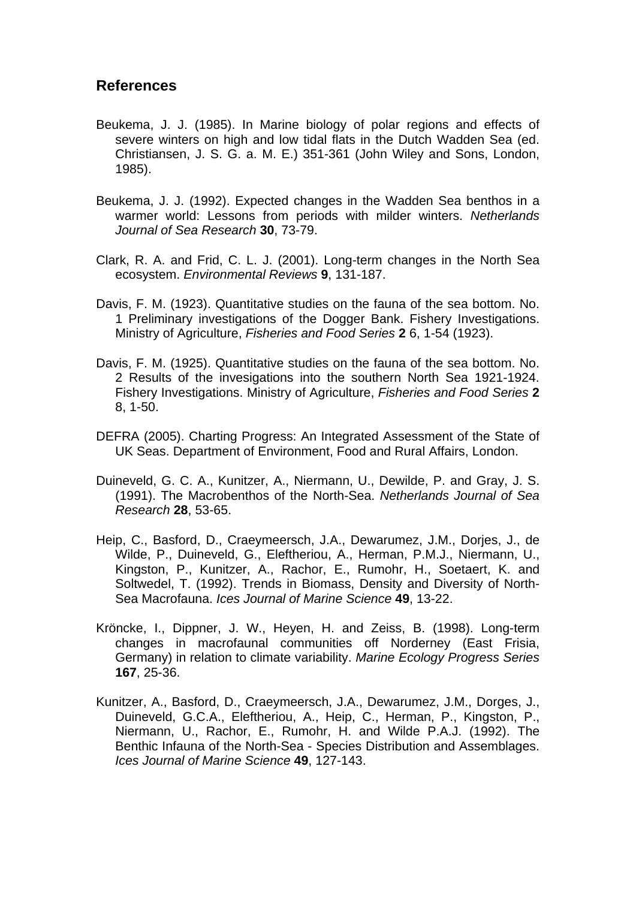## References

Beukema, J. J. (1985). In Marine biology of polar regions and effects of severe winters on high and low tidal flats in the Dutch Wadden Sea (ed. Christiansen, J. S. G. a. M. E.) 351-361 (John Wiley and Sons, London, 1985).

Beukema, J. J. (1992). Expected changes in the Wadden Sea benthos in a warmer world: Lessons from periods with milder winters. *Netherlands Journal of Sea Research* **30**, 73-79.

Clark, R. A. and Frid, C. L. J. (2001). Long-term changes in the North Sea ecosystem. *Environmental Reviews* **9**, 131-187.

Davis, F. M. (1923). Quantitative studies on the fauna of the sea bottom. No. 1 Preliminary investigations of the Dogger Bank. Fishery Investigations. Ministry of Agriculture, *Fisheries and Food Series* **2** 6, 1-54 (1923).

Davis, F. M. (1925). Quantitative studies on the fauna of the sea bottom. No. 2 Results of the invesigations into the southern North Sea 1921-1924. Fishery Investigations. Ministry of Agriculture, *Fisheries and Food Series* **2** 8, 1-50.

DEFRA (2005). Charting Progress: An Integrated Assessment of the State of UK Seas. Department of Environment, Food and Rural Affairs, London.

Duineveld, G. C. A., Kunitzer, A., Niermann, U., Dewilde, P. and Gray, J. S. (1991). The Macrobenthos of the North-Sea. *Netherlands Journal of Sea Research* **28**, 53-65.

Heip, C., Basford, D., Craeymeersch, J.A., Dewarumez, J.M., Dorjes, J., de Wilde, P., Duineveld, G., Eleftheriou, A., Herman, P.M.J., Niermann, U., Kingston, P., Kunitzer, A., Rachor, E., Rumohr, H., Soetaert, K. and Soltwedel, T. (1992). Trends in Biomass, Density and Diversity of North-Sea Macrofauna. *Ices Journal of Marine Science* **49**, 13-22.

Kröncke, I., Dippner, J. W., Heyen, H. and Zeiss, B. (1998). Long-term changes in macrofaunal communities off Norderney (East Frisia, Germany) in relation to climate variability. *Marine Ecology Progress Series* **167**, 25-36.

Kunitzer, A., Basford, D., Craeymeersch, J.A., Dewarumez, J.M., Dorges, J., Duineveld, G.C.A., Eleftheriou, A., Heip, C., Herman, P., Kingston, P., Niermann, U., Rachor, E., Rumohr, H. and Wilde P.A.J. (1992). The Benthic Infauna of the North-Sea - Species Distribution and Assemblages. *Ices Journal of Marine Science* **49**, 127-143.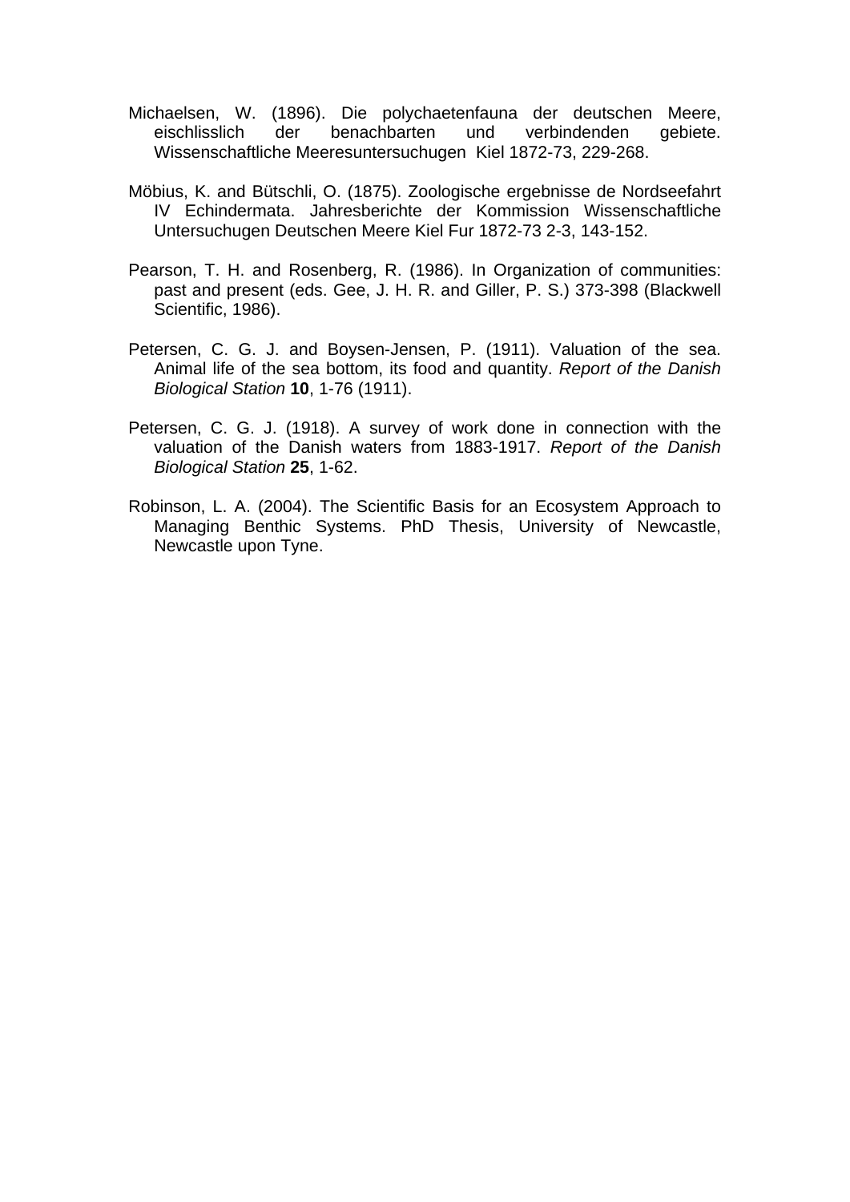Michaelsen, W. (1896). Die polychaetenfauna der deutschen Meere, eischlisslich der benachbarten und verbindenden gebiete. Wissenschaftliche Meeresuntersuchugen Kiel 1872-73, 229-268.

Möbius, K. and Bütschli, O. (1875). Zoologische ergebnisse de Nordseefahrt IV Echindermata. Jahresberichte der Kommission Wissenschaftliche Untersuchugen Deutschen Meere Kiel Fur 1872-73 2-3, 143-152.

Pearson, T. H. and Rosenberg, R. (1986). In Organization of communities: past and present (eds. Gee, J. H. R. and Giller, P. S.) 373-398 (Blackwell Scientific, 1986).

Petersen, C. G. J. and Boysen-Jensen, P. (1911). Valuation of the sea. Animal life of the sea bottom, its food and quantity. *Report of the Danish Biological Station* **10**, 1-76 (1911).

Petersen, C. G. J. (1918). A survey of work done in connection with the valuation of the Danish waters from 1883-1917. *Report of the Danish Biological Station* **25**, 1-62.

Robinson, L. A. (2004). The Scientific Basis for an Ecosystem Approach to Managing Benthic Systems. PhD Thesis, University of Newcastle, Newcastle upon Tyne.